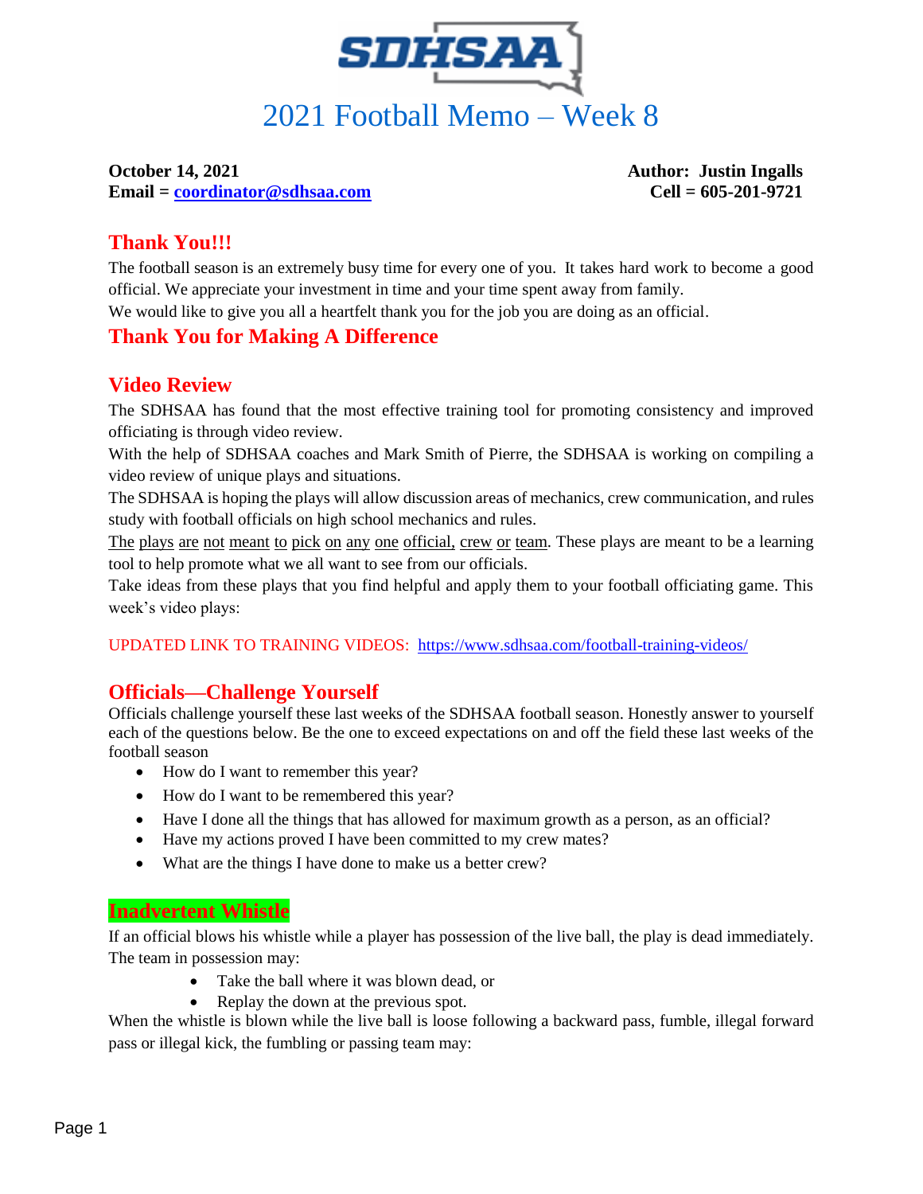# 2021 Football Memo – Week 8

**October 14, 2021** **Author: Justin Ingalls**
**Email = coordinator@sdhsaa.com** **Cell = 605-201-9721**

## Thank You!!!

The football season is an extremely busy time for every one of you. It takes hard work to become a good official. We appreciate your investment in time and your time spent away from family.
We would like to give you all a heartfelt thank you for the job you are doing as an official.

## Thank You for Making A Difference

## Video Review

The SDHSAA has found that the most effective training tool for promoting consistency and improved officiating is through video review.
With the help of SDHSAA coaches and Mark Smith of Pierre, the SDHSAA is working on compiling a video review of unique plays and situations.
The SDHSAA is hoping the plays will allow discussion areas of mechanics, crew communication, and rules study with football officials on high school mechanics and rules.
The plays are not meant to pick on any one official, crew or team. These plays are meant to be a learning tool to help promote what we all want to see from our officials.
Take ideas from these plays that you find helpful and apply them to your football officiating game. This week's video plays:

UPDATED LINK TO TRAINING VIDEOS: https://www.sdhsaa.com/football-training-videos/

## Officials—Challenge Yourself

Officials challenge yourself these last weeks of the SDHSAA football season. Honestly answer to yourself each of the questions below. Be the one to exceed expectations on and off the field these last weeks of the football season

- How do I want to remember this year?
- How do I want to be remembered this year?
- Have I done all the things that has allowed for maximum growth as a person, as an official?
- Have my actions proved I have been committed to my crew mates?
- What are the things I have done to make us a better crew?

## Inadvertent Whistle

If an official blows his whistle while a player has possession of the live ball, the play is dead immediately. The team in possession may:

- Take the ball where it was blown dead, or
- Replay the down at the previous spot.

When the whistle is blown while the live ball is loose following a backward pass, fumble, illegal forward pass or illegal kick, the fumbling or passing team may: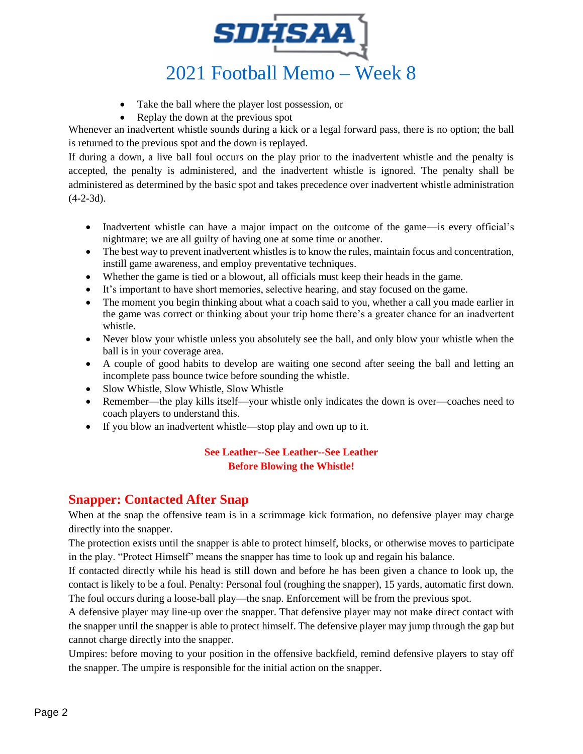- Take the ball where the player lost possession, or
- Replay the down at the previous spot

Whenever an inadvertent whistle sounds during a kick or a legal forward pass, there is no option; the ball is returned to the previous spot and the down is replayed.

If during a down, a live ball foul occurs on the play prior to the inadvertent whistle and the penalty is accepted, the penalty is administered, and the inadvertent whistle is ignored. The penalty shall be administered as determined by the basic spot and takes precedence over inadvertent whistle administration (4-2-3d).

- Inadvertent whistle can have a major impact on the outcome of the game—is every official's nightmare; we are all guilty of having one at some time or another.
- The best way to prevent inadvertent whistles is to know the rules, maintain focus and concentration, instill game awareness, and employ preventative techniques.
- Whether the game is tied or a blowout, all officials must keep their heads in the game.
- It's important to have short memories, selective hearing, and stay focused on the game.
- The moment you begin thinking about what a coach said to you, whether a call you made earlier in the game was correct or thinking about your trip home there's a greater chance for an inadvertent whistle.
- Never blow your whistle unless you absolutely see the ball, and only blow your whistle when the ball is in your coverage area.
- A couple of good habits to develop are waiting one second after seeing the ball and letting an incomplete pass bounce twice before sounding the whistle.
- Slow Whistle, Slow Whistle, Slow Whistle
- Remember—the play kills itself—your whistle only indicates the down is over—coaches need to coach players to understand this.
- If you blow an inadvertent whistle—stop play and own up to it.

**See Leather--See Leather--See Leather**
**Before Blowing the Whistle!**

## Snapper: Contacted After Snap

When at the snap the offensive team is in a scrimmage kick formation, no defensive player may charge directly into the snapper.

The protection exists until the snapper is able to protect himself, blocks, or otherwise moves to participate in the play. "Protect Himself" means the snapper has time to look up and regain his balance.

If contacted directly while his head is still down and before he has been given a chance to look up, the contact is likely to be a foul. Penalty: Personal foul (roughing the snapper), 15 yards, automatic first down. The foul occurs during a loose-ball play—the snap. Enforcement will be from the previous spot.

A defensive player may line-up over the snapper. That defensive player may not make direct contact with the snapper until the snapper is able to protect himself. The defensive player may jump through the gap but cannot charge directly into the snapper.

Umpires: before moving to your position in the offensive backfield, remind defensive players to stay off the snapper. The umpire is responsible for the initial action on the snapper.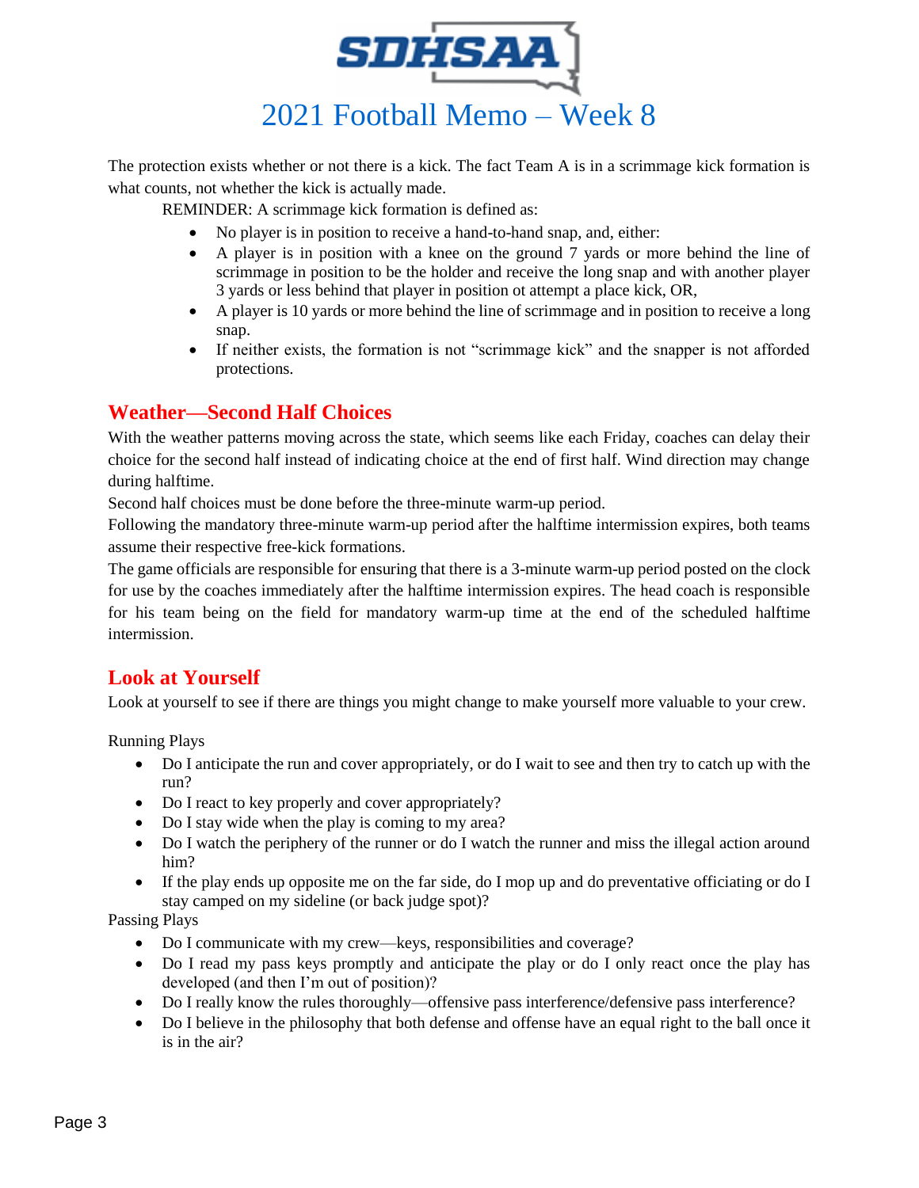The protection exists whether or not there is a kick. The fact Team A is in a scrimmage kick formation is what counts, not whether the kick is actually made.

REMINDER: A scrimmage kick formation is defined as:

- No player is in position to receive a hand-to-hand snap, and, either:
- A player is in position with a knee on the ground 7 yards or more behind the line of scrimmage in position to be the holder and receive the long snap and with another player 3 yards or less behind that player in position ot attempt a place kick, OR,
- A player is 10 yards or more behind the line of scrimmage and in position to receive a long snap.
- If neither exists, the formation is not "scrimmage kick" and the snapper is not afforded protections.

## Weather—Second Half Choices

With the weather patterns moving across the state, which seems like each Friday, coaches can delay their choice for the second half instead of indicating choice at the end of first half. Wind direction may change during halftime.

Second half choices must be done before the three-minute warm-up period.

Following the mandatory three-minute warm-up period after the halftime intermission expires, both teams assume their respective free-kick formations.

The game officials are responsible for ensuring that there is a 3-minute warm-up period posted on the clock for use by the coaches immediately after the halftime intermission expires. The head coach is responsible for his team being on the field for mandatory warm-up time at the end of the scheduled halftime intermission.

## Look at Yourself

Look at yourself to see if there are things you might change to make yourself more valuable to your crew.

Running Plays

- Do I anticipate the run and cover appropriately, or do I wait to see and then try to catch up with the run?
- Do I react to key properly and cover appropriately?
- Do I stay wide when the play is coming to my area?
- Do I watch the periphery of the runner or do I watch the runner and miss the illegal action around him?
- If the play ends up opposite me on the far side, do I mop up and do preventative officiating or do I stay camped on my sideline (or back judge spot)?

Passing Plays

- Do I communicate with my crew—keys, responsibilities and coverage?
- Do I read my pass keys promptly and anticipate the play or do I only react once the play has developed (and then I'm out of position)?
- Do I really know the rules thoroughly—offensive pass interference/defensive pass interference?
- Do I believe in the philosophy that both defense and offense have an equal right to the ball once it is in the air?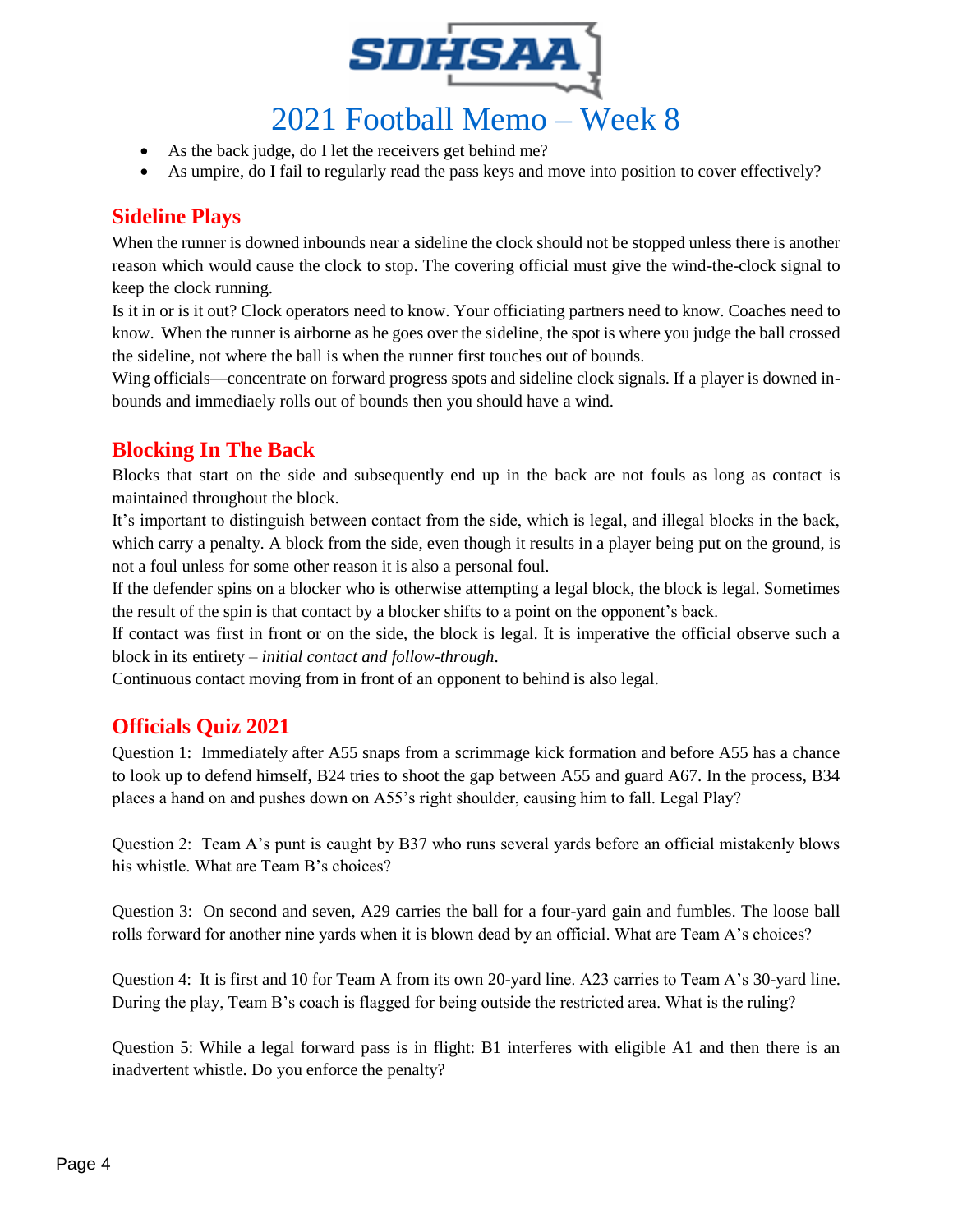- As the back judge, do I let the receivers get behind me?
- As umpire, do I fail to regularly read the pass keys and move into position to cover effectively?

## Sideline Plays

When the runner is downed inbounds near a sideline the clock should not be stopped unless there is another reason which would cause the clock to stop. The covering official must give the wind-the-clock signal to keep the clock running.

Is it in or is it out? Clock operators need to know. Your officiating partners need to know. Coaches need to know. When the runner is airborne as he goes over the sideline, the spot is where you judge the ball crossed the sideline, not where the ball is when the runner first touches out of bounds.

Wing officials—concentrate on forward progress spots and sideline clock signals. If a player is downed in-bounds and immediaely rolls out of bounds then you should have a wind.

## Blocking In The Back

Blocks that start on the side and subsequently end up in the back are not fouls as long as contact is maintained throughout the block.

It's important to distinguish between contact from the side, which is legal, and illegal blocks in the back, which carry a penalty. A block from the side, even though it results in a player being put on the ground, is not a foul unless for some other reason it is also a personal foul.

If the defender spins on a blocker who is otherwise attempting a legal block, the block is legal. Sometimes the result of the spin is that contact by a blocker shifts to a point on the opponent's back.

If contact was first in front or on the side, the block is legal. It is imperative the official observe such a block in its entirety – *initial contact and follow-through*.

Continuous contact moving from in front of an opponent to behind is also legal.

## Officials Quiz 2021

Question 1: Immediately after A55 snaps from a scrimmage kick formation and before A55 has a chance to look up to defend himself, B24 tries to shoot the gap between A55 and guard A67. In the process, B34 places a hand on and pushes down on A55's right shoulder, causing him to fall. Legal Play?

Question 2: Team A's punt is caught by B37 who runs several yards before an official mistakenly blows his whistle. What are Team B's choices?

Question 3: On second and seven, A29 carries the ball for a four-yard gain and fumbles. The loose ball rolls forward for another nine yards when it is blown dead by an official. What are Team A's choices?

Question 4: It is first and 10 for Team A from its own 20-yard line. A23 carries to Team A's 30-yard line. During the play, Team B's coach is flagged for being outside the restricted area. What is the ruling?

Question 5: While a legal forward pass is in flight: B1 interferes with eligible A1 and then there is an inadvertent whistle. Do you enforce the penalty?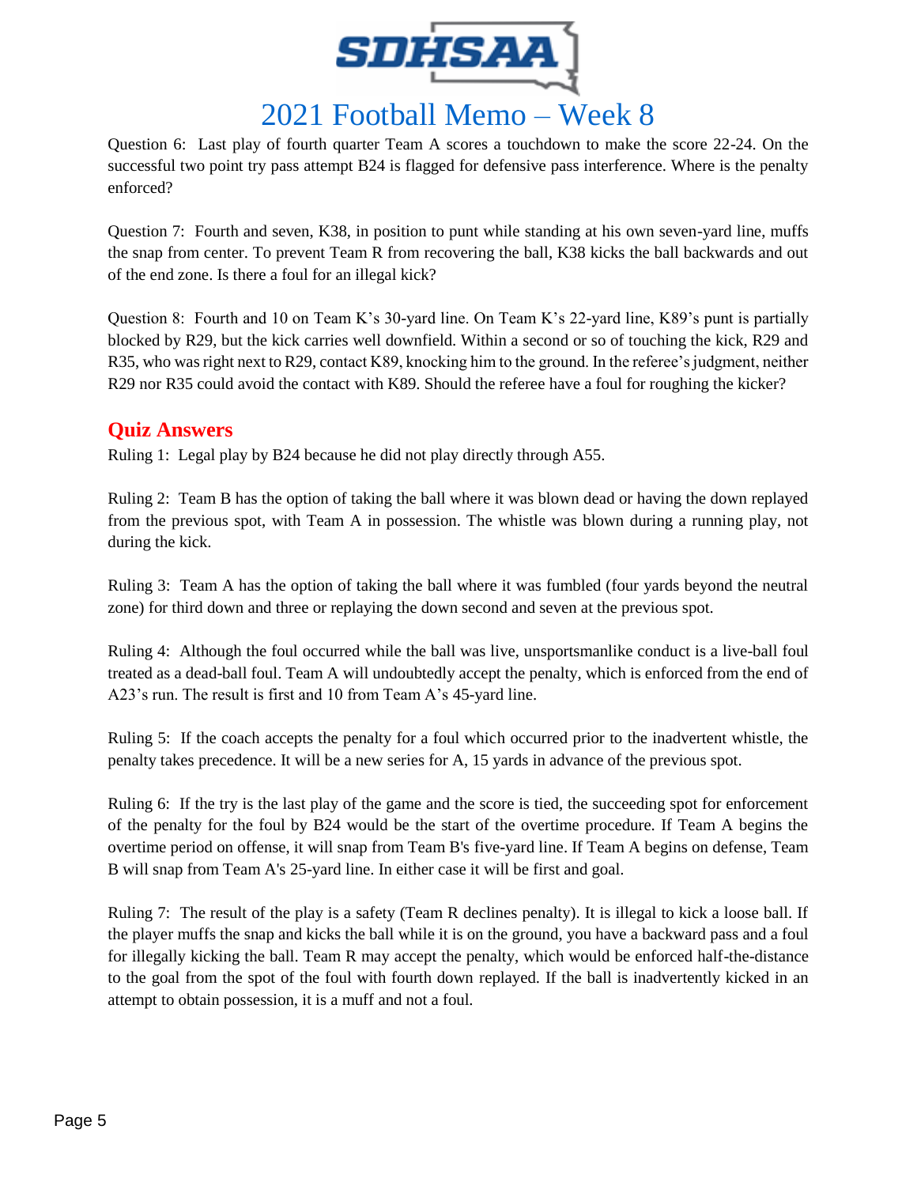# 2021 Football Memo – Week 8

Question 6: Last play of fourth quarter Team A scores a touchdown to make the score 22-24. On the successful two point try pass attempt B24 is flagged for defensive pass interference. Where is the penalty enforced?

Question 7: Fourth and seven, K38, in position to punt while standing at his own seven-yard line, muffs the snap from center. To prevent Team R from recovering the ball, K38 kicks the ball backwards and out of the end zone. Is there a foul for an illegal kick?

Question 8: Fourth and 10 on Team K's 30-yard line. On Team K's 22-yard line, K89's punt is partially blocked by R29, but the kick carries well downfield. Within a second or so of touching the kick, R29 and R35, who was right next to R29, contact K89, knocking him to the ground. In the referee's judgment, neither R29 nor R35 could avoid the contact with K89. Should the referee have a foul for roughing the kicker?

## Quiz Answers

Ruling 1: Legal play by B24 because he did not play directly through A55.

Ruling 2: Team B has the option of taking the ball where it was blown dead or having the down replayed from the previous spot, with Team A in possession. The whistle was blown during a running play, not during the kick.

Ruling 3: Team A has the option of taking the ball where it was fumbled (four yards beyond the neutral zone) for third down and three or replaying the down second and seven at the previous spot.

Ruling 4: Although the foul occurred while the ball was live, unsportsmanlike conduct is a live-ball foul treated as a dead-ball foul. Team A will undoubtedly accept the penalty, which is enforced from the end of A23's run. The result is first and 10 from Team A's 45-yard line.

Ruling 5: If the coach accepts the penalty for a foul which occurred prior to the inadvertent whistle, the penalty takes precedence. It will be a new series for A, 15 yards in advance of the previous spot.

Ruling 6: If the try is the last play of the game and the score is tied, the succeeding spot for enforcement of the penalty for the foul by B24 would be the start of the overtime procedure. If Team A begins the overtime period on offense, it will snap from Team B's five-yard line. If Team A begins on defense, Team B will snap from Team A's 25-yard line. In either case it will be first and goal.

Ruling 7: The result of the play is a safety (Team R declines penalty). It is illegal to kick a loose ball. If the player muffs the snap and kicks the ball while it is on the ground, you have a backward pass and a foul for illegally kicking the ball. Team R may accept the penalty, which would be enforced half-the-distance to the goal from the spot of the foul with fourth down replayed. If the ball is inadvertently kicked in an attempt to obtain possession, it is a muff and not a foul.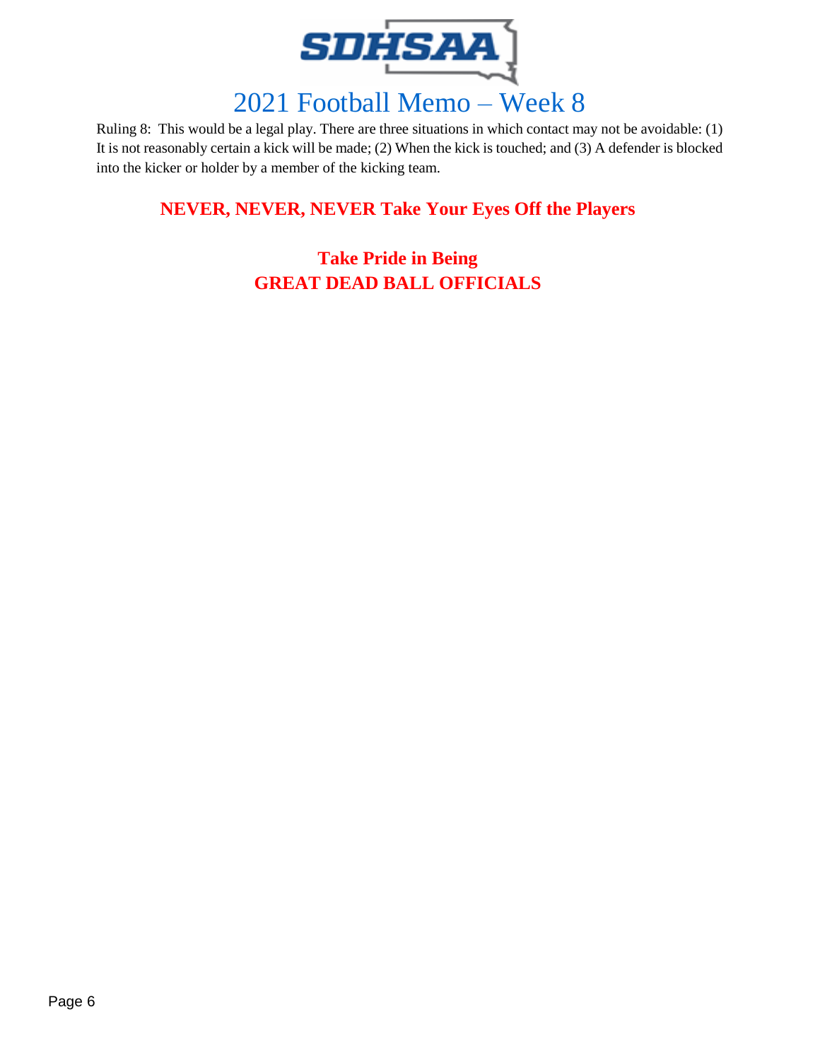# 2021 Football Memo – Week 8

Ruling 8: This would be a legal play. There are three situations in which contact may not be avoidable: (1) It is not reasonably certain a kick will be made; (2) When the kick is touched; and (3) A defender is blocked into the kicker or holder by a member of the kicking team.

**NEVER, NEVER, NEVER Take Your Eyes Off the Players**

**Take Pride in Being**
**GREAT DEAD BALL OFFICIALS**